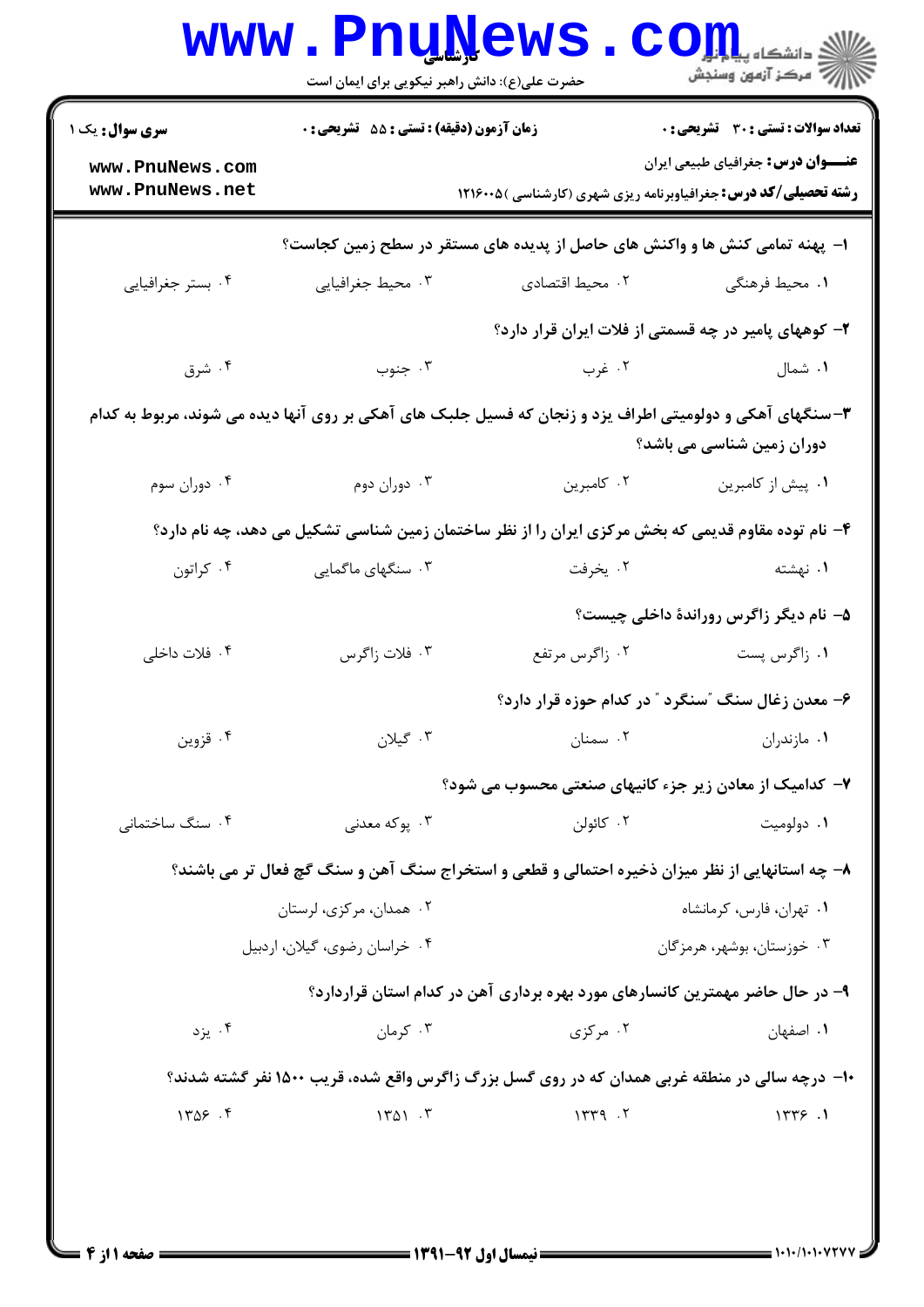کارشناسی

حضرت علی(ع): دانش راهبر نیکویی برای ایمان است

دانشگاه پیام نور
مرکز آزمون وسنجش

**سری سوال:** یک ۱

**زمان آزمون (دقیقه) : تستی : ۵۵ تشریحی : ۰**

**تعداد سوالات : تستی : ۳۰ تشریحی : ۰**

**عنـــوان درس:** جغرافیای طبیعی ایران

**رشته تحصیلی/کد درس:** جغرافیاوبرنامه ریزی شهری (کارشناسی )۱۲۱۶۰۰۵

**۱- پهنه تمامی کنش ها و واکنش های حاصل از پدیده های مستقر در سطح زمین کجاست؟**

۱. محیط فرهنگی
۲. محیط اقتصادی
۳. محیط جغرافیایی
۴. بستر جغرافیایی

**۲- کوههای پامیر در چه قسمتی از فلات ایران قرار دارد؟**

۱. شمال
۲. غرب
۳. جنوب
۴. شرق

**۳-سنگهای آهکی و دولومیتی اطراف یزد و زنجان که فسیل جلبک های آهکی بر روی آنها دیده می شوند، مربوط به کدام دوران زمین شناسی می باشد؟**

۱. پیش از کامبرین
۲. کامبرین
۳. دوران دوم
۴. دوران سوم

**۴- نام توده مقاوم قدیمی که بخش مرکزی ایران را از نظر ساختمان زمین شناسی تشکیل می دهد، چه نام دارد؟**

۱. نهشته
۲. یخرفت
۳. سنگهای ماگمایی
۴. کراتون

**۵- نام دیگر زاگرس رورانده داخلی چیست؟**

۱. زاگرس پست
۲. زاگرس مرتفع
۳. فلات زاگرس
۴. فلات داخلی

**۶- معدن زغال سنگ "سنگرد " در کدام حوزه قرار دارد؟**

۱. مازندران
۲. سمنان
۳. گیلان
۴. قزوین

**۷- کدامیک از معادن زیر جزء کانیهای صنعتی محسوب می شود؟**

۱. دولومیت
۲. کائولن
۳. پوکه معدنی
۴. سنگ ساختمانی

**۸- چه استانهایی از نظر میزان ذخیره احتمالی و قطعی و استخراج سنگ آهن و سنگ گچ فعال تر می باشند؟**

۱. تهران، فارس، کرمانشاه
۲. همدان، مرکزی، لرستان
۳. خوزستان، بوشهر، هرمزگان
۴. خراسان رضوی، گیلان، اردبیل

**۹- در حال حاضر مهمترین کانسارهای مورد بهره برداری آهن در کدام استان قراردارد؟**

۱. اصفهان
۲. مرکزی
۳. کرمان
۴. یزد

**۱۰- درچه سالی در منطقه غربی همدان که در روی گسل بزرگ زاگرس واقع شده، قریب ۱۵۰۰ نفر کشته شدند؟**

۱. ۱۳۳۶
۲. ۱۳۳۹
۳. ۱۳۵۱
۴. ۱۳۵۶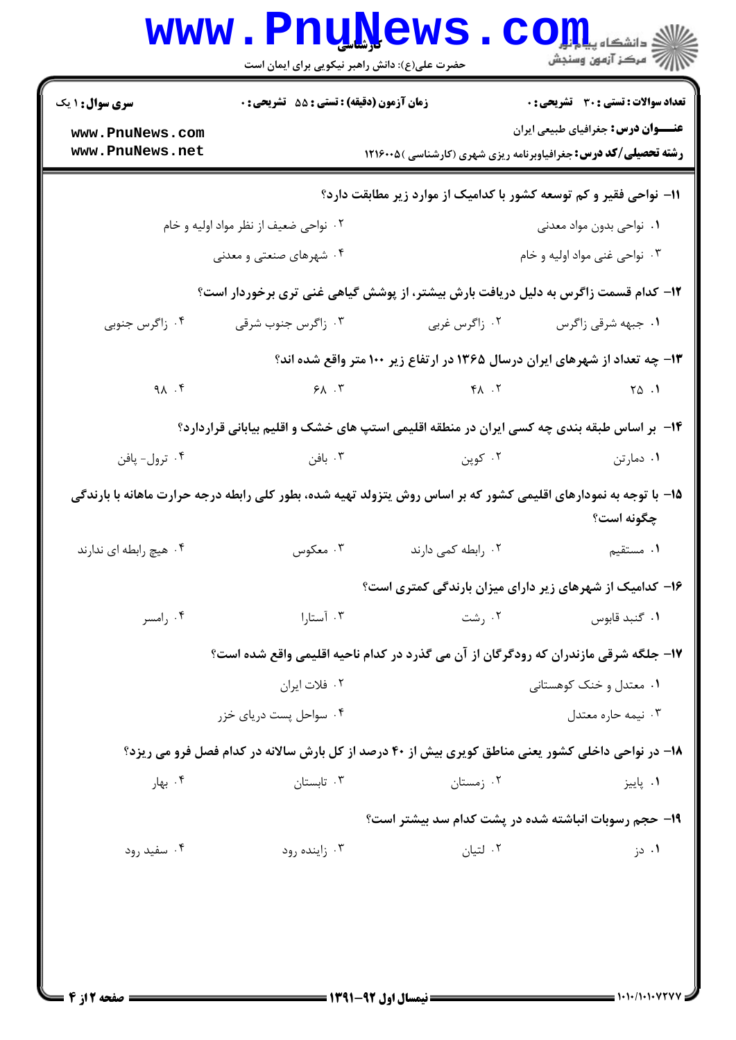۱۱- نواحی فقیر و کم توسعه کشور با کدامیک از موارد زیر مطابقت دارد؟

۱. نواحی بدون مواد معدنی
۲. نواحی ضعیف از نظر مواد اولیه و خام
۳. نواحی غنی مواد اولیه و خام
۴. شهرهای صنعتی و معدنی

۱۲- کدام قسمت زاگرس به دلیل دریافت بارش بیشتر، از پوشش گیاهی غنی تری برخوردار است؟

۱. جبهه شرقی زاگرس
۲. زاگرس غربی
۳. زاگرس جنوب شرقی
۴. زاگرس جنوبی

۱۳- چه تعداد از شهرهای ایران درسال ۱۳۶۵ در ارتفاع زیر ۱۰۰ متر واقع شده اند؟

۱. ۲۵
۲. ۴۸
۳. ۶۸
۴. ۹۸

۱۴- بر اساس طبقه بندی چه کسی ایران در منطقه اقلیمی استپ های خشک و اقلیم بیابانی قراردارد؟

۱. دمارتن
۲. کوپن
۳. بافن
۴. ترول- پافن

۱۵- با توجه به نمودارهای اقلیمی کشور که بر اساس روش یتزولد تهیه شده، بطور کلی رابطه درجه حرارت ماهانه با بارندگی چگونه است؟

۱. مستقیم
۲. رابطه کمی دارند
۳. معکوس
۴. هیچ رابطه ای ندارند

۱۶- کدامیک از شهرهای زیر دارای میزان بارندگی کمتری است؟

۱. گنبد قابوس
۲. رشت
۳. آستارا
۴. رامسر

۱۷- جلگه شرقی مازندران که رودگرگان از آن می گذرد در کدام ناحیه اقلیمی واقع شده است؟

۱. معتدل و خنک کوهستانی
۲. فلات ایران
۳. نیمه حاره معتدل
۴. سواحل پست دریای خزر

۱۸- در نواحی داخلی کشور یعنی مناطق کویری بیش از ۴۰ درصد از کل بارش سالانه در کدام فصل فرو می ریزد؟

۱. پاییز
۲. زمستان
۳. تابستان
۴. بهار

۱۹- حجم رسوبات انباشته شده در پشت کدام سد بیشتر است؟

۱. دز
۲. لتیان
۳. زاینده رود
۴. سفید رود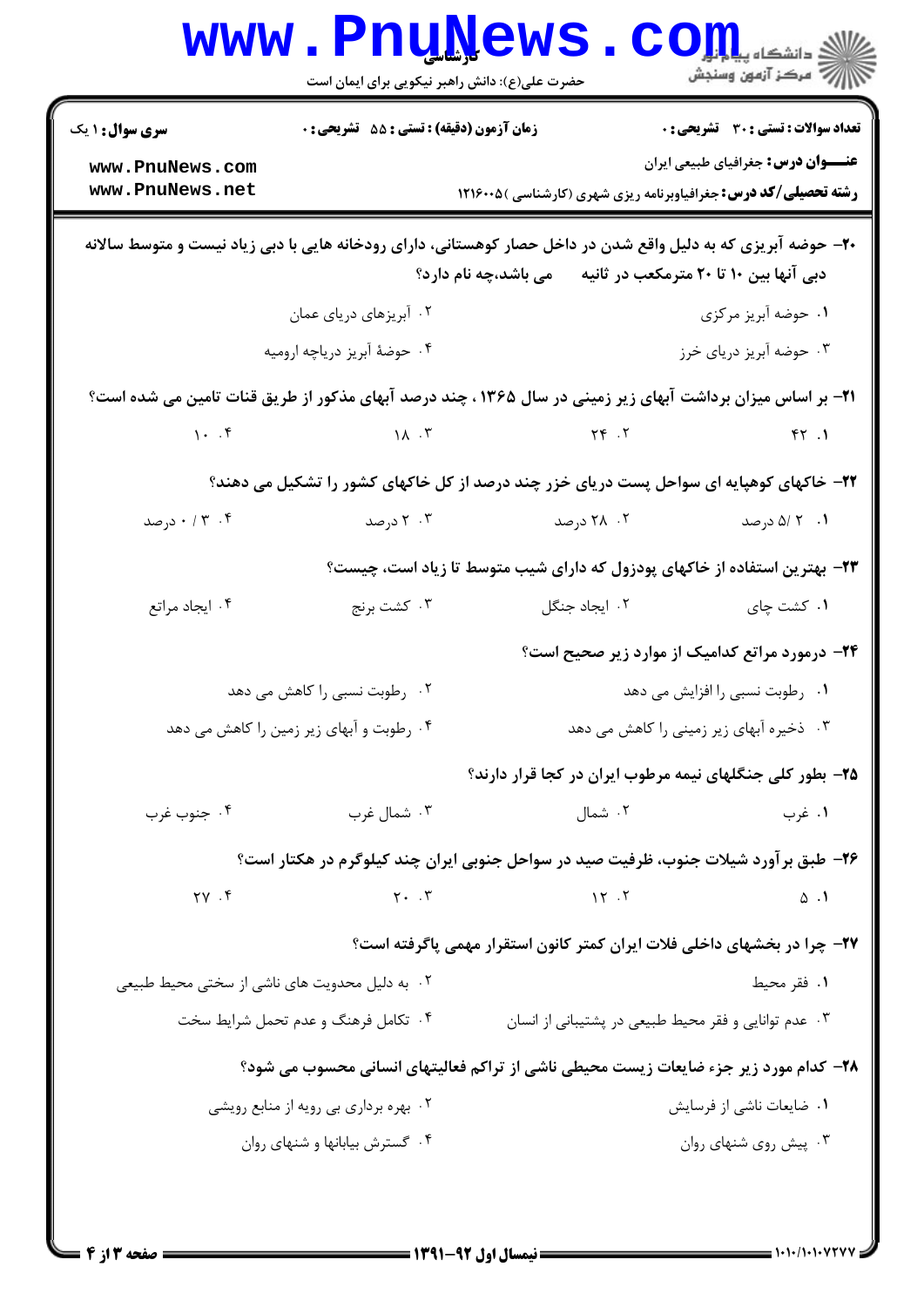**تعداد سوالات: تستی: ۳۰ تشریحی: ۰** | **زمان آزمون (دقیقه): تستی: ۵۵ تشریحی: ۰** | **سری سوال: ۱ یک**

**عنـــوان درس:** جغرافیای طبیعی ایران

**رشته تحصیلی/کد درس:** جغرافیاوبرنامه ریزی شهری (کارشناسی )۱۲۱۶۰۰۵

۲۰- حوضه آبریزی که به دلیل واقع شدن در داخل حصار کوهستانی، دارای رودخانه هایی با دبی زیاد نیست و متوسط سالانه دبی آنها بین ۱۰ تا ۲۰ مترمکعب در ثانیه می باشد،چه نام دارد؟

۱. حوضه آبریز مرکزی
۲. آبریزهای دریای عمان
۳. حوضه آبریز دریای خزر
۴. حوضهٔ آبریز دریاچه ارومیه

۲۱- بر اساس میزان برداشت آبهای زیر زمینی در سال ۱۳۶۵ ، چند درصد آبهای مذکور از طریق قنات تامین می شده است؟

۱. ۴۲
۲. ۲۴
۳. ۱۸
۴. ۱۰

۲۲- خاکهای کوهپایه ای سواحل پست دریای خزر چند درصد از کل خاکهای کشور را تشکیل می دهند؟

۱. ۲/۵ درصد
۲. ۲۸ درصد
۳. ۲ درصد
۴. ۰/۳ درصد

۲۳- بهترین استفاده از خاکهای پودزول که دارای شیب متوسط تا زیاد است، چیست؟

۱. کشت چای
۲. ایجاد جنگل
۳. کشت برنج
۴. ایجاد مراتع

۲۴- درمورد مراتع کدامیک از موارد زیر صحیح است؟

۱. رطوبت نسبی را افزایش می دهد
۲. رطوبت نسبی را کاهش می دهد
۳. ذخیره آبهای زیر زمینی را کاهش می دهد
۴. رطوبت و آبهای زیر زمین را کاهش می دهد

۲۵- بطور کلی جنگلهای نیمه مرطوب ایران در کجا قرار دارند؟

۱. غرب
۲. شمال
۳. شمال غرب
۴. جنوب غرب

۲۶- طبق برآورد شیلات جنوب، ظرفیت صید در سواحل جنوبی ایران چند کیلوگرم در هکتار است؟

۱. ۵
۲. ۱۲
۳. ۲۰
۴. ۲۷

۲۷- چرا در بخشهای داخلی فلات ایران کمتر کانون استقرار مهمی پاگرفته است؟

۱. فقر محیط
۲. به دلیل محدویت های ناشی از سختی محیط طبیعی
۳. عدم توانایی و فقر محیط طبیعی در پشتیبانی از انسان
۴. تکامل فرهنگ و عدم تحمل شرایط سخت

۲۸- کدام مورد زیر جزء ضایعات زیست محیطی ناشی از تراکم فعالیتهای انسانی محسوب می شود؟

۱. ضایعات ناشی از فرسایش
۲. بهره برداری بی رویه از منابع رویشی
۳. پیش روی شنهای روان
۴. گسترش بیابانها و شنهای روان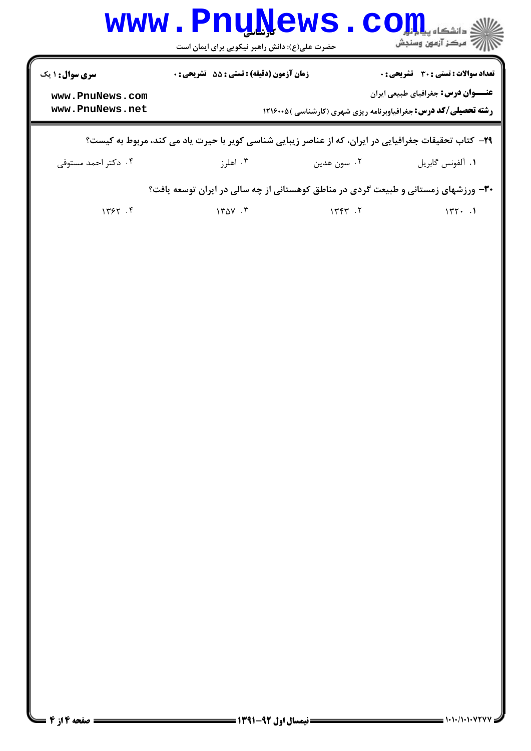**۲۹- کتاب تحقیقات جغرافیایی در ایران، که از عناصر زیبایی شناسی کویر با حیرت یاد می کند، مربوط به کیست؟**

۱. آلفونس گابریل
۲. سون هدین
۳. اهلرز
۴. دکتر احمد مستوفی

**۳۰- ورزشهای زمستانی و طبیعت گردی در مناطق کوهستانی از چه سالی در ایران توسعه یافت؟**

۱. ۱۳۲۰
۲. ۱۳۴۳
۳. ۱۳۵۷
۴. ۱۳۶۲